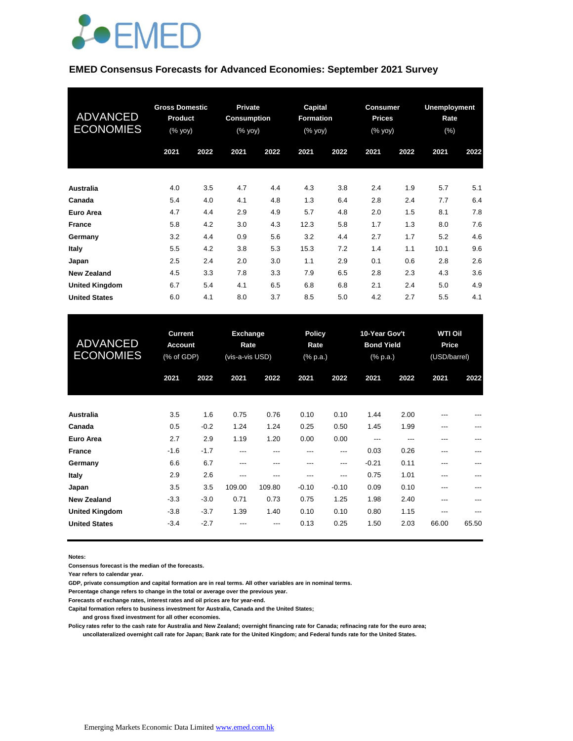EMED

## EMED Consensus Forecasts for Advanced Economies: September 2021 Survey

| ADVANCED ECONOMIES | Gross Domestic Product (% yoy) | | Private Consumption (% yoy) | | Capital Formation (% yoy) | | Consumer Prices (% yoy) | | Unemployment Rate (%) | |
|---|---|---|---|---|---|---|---|---|---|---|
| | 2021 | 2022 | 2021 | 2022 | 2021 | 2022 | 2021 | 2022 | 2021 | 2022 |
| **Australia** | 4.0 | 3.5 | 4.7 | 4.4 | 4.3 | 3.8 | 2.4 | 1.9 | 5.7 | 5.1 |
| **Canada** | 5.4 | 4.0 | 4.1 | 4.8 | 1.3 | 6.4 | 2.8 | 2.4 | 7.7 | 6.4 |
| **Euro Area** | 4.7 | 4.4 | 2.9 | 4.9 | 5.7 | 4.8 | 2.0 | 1.5 | 8.1 | 7.8 |
| **France** | 5.8 | 4.2 | 3.0 | 4.3 | 12.3 | 5.8 | 1.7 | 1.3 | 8.0 | 7.6 |
| **Germany** | 3.2 | 4.4 | 0.9 | 5.6 | 3.2 | 4.4 | 2.7 | 1.7 | 5.2 | 4.6 |
| **Italy** | 5.5 | 4.2 | 3.8 | 5.3 | 15.3 | 7.2 | 1.4 | 1.1 | 10.1 | 9.6 |
| **Japan** | 2.5 | 2.4 | 2.0 | 3.0 | 1.1 | 2.9 | 0.1 | 0.6 | 2.8 | 2.6 |
| **New Zealand** | 4.5 | 3.3 | 7.8 | 3.3 | 7.9 | 6.5 | 2.8 | 2.3 | 4.3 | 3.6 |
| **United Kingdom** | 6.7 | 5.4 | 4.1 | 6.5 | 6.8 | 6.8 | 2.1 | 2.4 | 5.0 | 4.9 |
| **United States** | 6.0 | 4.1 | 8.0 | 3.7 | 8.5 | 5.0 | 4.2 | 2.7 | 5.5 | 4.1 |

| ADVANCED ECONOMIES | Current Account (% of GDP) | | Exchange Rate (vis-a-vis USD) | | Policy Rate (% p.a.) | | 10-Year Gov't Bond Yield (% p.a.) | | WTI Oil Price (USD/barrel) | |
|---|---|---|---|---|---|---|---|---|---|---|
| | 2021 | 2022 | 2021 | 2022 | 2021 | 2022 | 2021 | 2022 | 2021 | 2022 |
| **Australia** | 3.5 | 1.6 | 0.75 | 0.76 | 0.10 | 0.10 | 1.44 | 2.00 | --- | --- |
| **Canada** | 0.5 | -0.2 | 1.24 | 1.24 | 0.25 | 0.50 | 1.45 | 1.99 | --- | --- |
| **Euro Area** | 2.7 | 2.9 | 1.19 | 1.20 | 0.00 | 0.00 | --- | --- | --- | --- |
| **France** | -1.6 | -1.7 | --- | --- | --- | --- | 0.03 | 0.26 | --- | --- |
| **Germany** | 6.6 | 6.7 | --- | --- | --- | --- | -0.21 | 0.11 | --- | --- |
| **Italy** | 2.9 | 2.6 | --- | --- | --- | --- | 0.75 | 1.01 | --- | --- |
| **Japan** | 3.5 | 3.5 | 109.00 | 109.80 | -0.10 | -0.10 | 0.09 | 0.10 | --- | --- |
| **New Zealand** | -3.3 | -3.0 | 0.71 | 0.73 | 0.75 | 1.25 | 1.98 | 2.40 | --- | --- |
| **United Kingdom** | -3.8 | -3.7 | 1.39 | 1.40 | 0.10 | 0.10 | 0.80 | 1.15 | --- | --- |
| **United States** | -3.4 | -2.7 | --- | --- | 0.13 | 0.25 | 1.50 | 2.03 | 66.00 | 65.50 |

**Notes:**

**Consensus forecast is the median of the forecasts.**

**Year refers to calendar year.**

**GDP, private consumption and capital formation are in real terms. All other variables are in nominal terms.**

**Percentage change refers to change in the total or average over the previous year.**

**Forecasts of exchange rates, interest rates and oil prices are for year-end.**

**Capital formation refers to business investment for Australia, Canada and the United States; and gross fixed investment for all other economies.**

**Policy rates refer to the cash rate for Australia and New Zealand; overnight financing rate for Canada; refinacing rate for the euro area; uncollateralized overnight call rate for Japan; Bank rate for the United Kingdom; and Federal funds rate for the United States.**

Emerging Markets Economic Data Limited www.emed.com.hk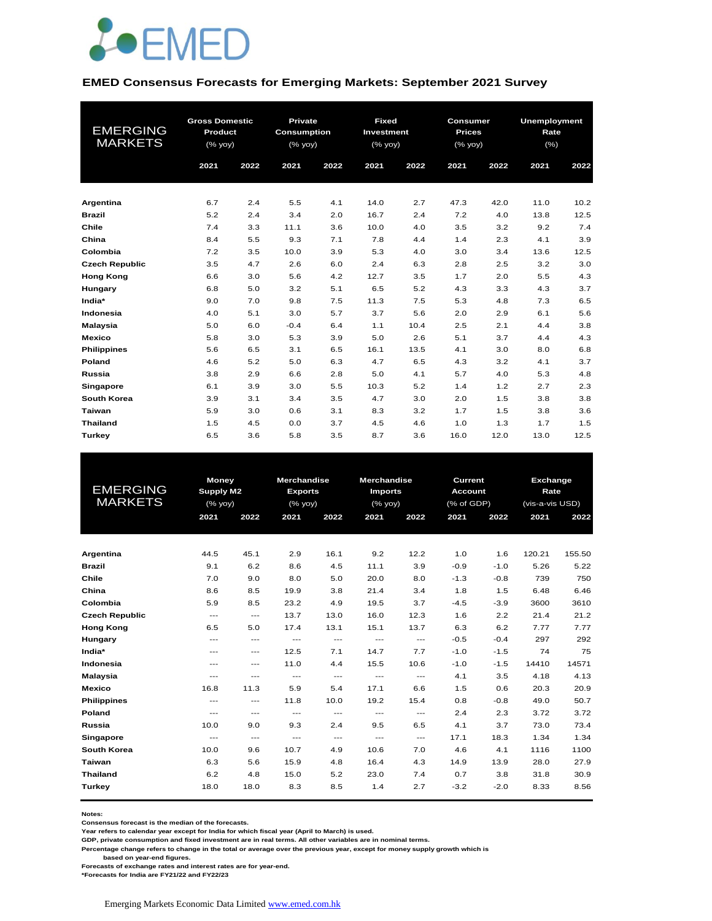EMED

## EMED Consensus Forecasts for Emerging Markets: September 2021 Survey

| EMERGING MARKETS | Gross Domestic Product (% yoy) | | Private Consumption (% yoy) | | Fixed Investment (% yoy) | | Consumer Prices (% yoy) | | Unemployment Rate (%) | |
|---|---|---|---|---|---|---|---|---|---|---|
| | 2021 | 2022 | 2021 | 2022 | 2021 | 2022 | 2021 | 2022 | 2021 | 2022 |
| **Argentina** | 6.7 | 2.4 | 5.5 | 4.1 | 14.0 | 2.7 | 47.3 | 42.0 | 11.0 | 10.2 |
| **Brazil** | 5.2 | 2.4 | 3.4 | 2.0 | 16.7 | 2.4 | 7.2 | 4.0 | 13.8 | 12.5 |
| **Chile** | 7.4 | 3.3 | 11.1 | 3.6 | 10.0 | 4.0 | 3.5 | 3.2 | 9.2 | 7.4 |
| **China** | 8.4 | 5.5 | 9.3 | 7.1 | 7.8 | 4.4 | 1.4 | 2.3 | 4.1 | 3.9 |
| **Colombia** | 7.2 | 3.5 | 10.0 | 3.9 | 5.3 | 4.0 | 3.0 | 3.4 | 13.6 | 12.5 |
| **Czech Republic** | 3.5 | 4.7 | 2.6 | 6.0 | 2.4 | 6.3 | 2.8 | 2.5 | 3.2 | 3.0 |
| **Hong Kong** | 6.6 | 3.0 | 5.6 | 4.2 | 12.7 | 3.5 | 1.7 | 2.0 | 5.5 | 4.3 |
| **Hungary** | 6.8 | 5.0 | 3.2 | 5.1 | 6.5 | 5.2 | 4.3 | 3.3 | 4.3 | 3.7 |
| **India*** | 9.0 | 7.0 | 9.8 | 7.5 | 11.3 | 7.5 | 5.3 | 4.8 | 7.3 | 6.5 |
| **Indonesia** | 4.0 | 5.1 | 3.0 | 5.7 | 3.7 | 5.6 | 2.0 | 2.9 | 6.1 | 5.6 |
| **Malaysia** | 5.0 | 6.0 | -0.4 | 6.4 | 1.1 | 10.4 | 2.5 | 2.1 | 4.4 | 3.8 |
| **Mexico** | 5.8 | 3.0 | 5.3 | 3.9 | 5.0 | 2.6 | 5.1 | 3.7 | 4.4 | 4.3 |
| **Philippines** | 5.6 | 6.5 | 3.1 | 6.5 | 16.1 | 13.5 | 4.1 | 3.0 | 8.0 | 6.8 |
| **Poland** | 4.6 | 5.2 | 5.0 | 6.3 | 4.7 | 6.5 | 4.3 | 3.2 | 4.1 | 3.7 |
| **Russia** | 3.8 | 2.9 | 6.6 | 2.8 | 5.0 | 4.1 | 5.7 | 4.0 | 5.3 | 4.8 |
| **Singapore** | 6.1 | 3.9 | 3.0 | 5.5 | 10.3 | 5.2 | 1.4 | 1.2 | 2.7 | 2.3 |
| **South Korea** | 3.9 | 3.1 | 3.4 | 3.5 | 4.7 | 3.0 | 2.0 | 1.5 | 3.8 | 3.8 |
| **Taiwan** | 5.9 | 3.0 | 0.6 | 3.1 | 8.3 | 3.2 | 1.7 | 1.5 | 3.8 | 3.6 |
| **Thailand** | 1.5 | 4.5 | 0.0 | 3.7 | 4.5 | 4.6 | 1.0 | 1.3 | 1.7 | 1.5 |
| **Turkey** | 6.5 | 3.6 | 5.8 | 3.5 | 8.7 | 3.6 | 16.0 | 12.0 | 13.0 | 12.5 |

| EMERGING MARKETS | Money Supply M2 (% yoy) | | Merchandise Exports (% yoy) | | Merchandise Imports (% yoy) | | Current Account (% of GDP) | | Exchange Rate (vis-a-vis USD) | |
|---|---|---|---|---|---|---|---|---|---|---|
| | 2021 | 2022 | 2021 | 2022 | 2021 | 2022 | 2021 | 2022 | 2021 | 2022 |
| **Argentina** | 44.5 | 45.1 | 2.9 | 16.1 | 9.2 | 12.2 | 1.0 | 1.6 | 120.21 | 155.50 |
| **Brazil** | 9.1 | 6.2 | 8.6 | 4.5 | 11.1 | 3.9 | -0.9 | -1.0 | 5.26 | 5.22 |
| **Chile** | 7.0 | 9.0 | 8.0 | 5.0 | 20.0 | 8.0 | -1.3 | -0.8 | 739 | 750 |
| **China** | 8.6 | 8.5 | 19.9 | 3.8 | 21.4 | 3.4 | 1.8 | 1.5 | 6.48 | 6.46 |
| **Colombia** | 5.9 | 8.5 | 23.2 | 4.9 | 19.5 | 3.7 | -4.5 | -3.9 | 3600 | 3610 |
| **Czech Republic** | --- | --- | 13.7 | 13.0 | 16.0 | 12.3 | 1.6 | 2.2 | 21.4 | 21.2 |
| **Hong Kong** | 6.5 | 5.0 | 17.4 | 13.1 | 15.1 | 13.7 | 6.3 | 6.2 | 7.77 | 7.77 |
| **Hungary** | --- | --- | --- | --- | --- | --- | -0.5 | -0.4 | 297 | 292 |
| **India*** | --- | --- | 12.5 | 7.1 | 14.7 | 7.7 | -1.0 | -1.5 | 74 | 75 |
| **Indonesia** | --- | --- | 11.0 | 4.4 | 15.5 | 10.6 | -1.0 | -1.5 | 14410 | 14571 |
| **Malaysia** | --- | --- | --- | --- | --- | --- | 4.1 | 3.5 | 4.18 | 4.13 |
| **Mexico** | 16.8 | 11.3 | 5.9 | 5.4 | 17.1 | 6.6 | 1.5 | 0.6 | 20.3 | 20.9 |
| **Philippines** | --- | --- | 11.8 | 10.0 | 19.2 | 15.4 | 0.8 | -0.8 | 49.0 | 50.7 |
| **Poland** | --- | --- | --- | --- | --- | --- | 2.4 | 2.3 | 3.72 | 3.72 |
| **Russia** | 10.0 | 9.0 | 9.3 | 2.4 | 9.5 | 6.5 | 4.1 | 3.7 | 73.0 | 73.4 |
| **Singapore** | --- | --- | --- | --- | --- | --- | 17.1 | 18.3 | 1.34 | 1.34 |
| **South Korea** | 10.0 | 9.6 | 10.7 | 4.9 | 10.6 | 7.0 | 4.6 | 4.1 | 1116 | 1100 |
| **Taiwan** | 6.3 | 5.6 | 15.9 | 4.8 | 16.4 | 4.3 | 14.9 | 13.9 | 28.0 | 27.9 |
| **Thailand** | 6.2 | 4.8 | 15.0 | 5.2 | 23.0 | 7.4 | 0.7 | 3.8 | 31.8 | 30.9 |
| **Turkey** | 18.0 | 18.0 | 8.3 | 8.5 | 1.4 | 2.7 | -3.2 | -2.0 | 8.33 | 8.56 |

**Notes:**
**Consensus forecast is the median of the forecasts.**
**Year refers to calendar year except for India for which fiscal year (April to March) is used.**
**GDP, private consumption and fixed investment are in real terms. All other variables are in nominal terms.**
**Percentage change refers to change in the total or average over the previous year, except for money supply growth which is based on year-end figures.**
**Forecasts of exchange rates and interest rates are for year-end.**
***Forecasts for India are FY21/22 and FY22/23**

Emerging Markets Economic Data Limited www.emed.com.hk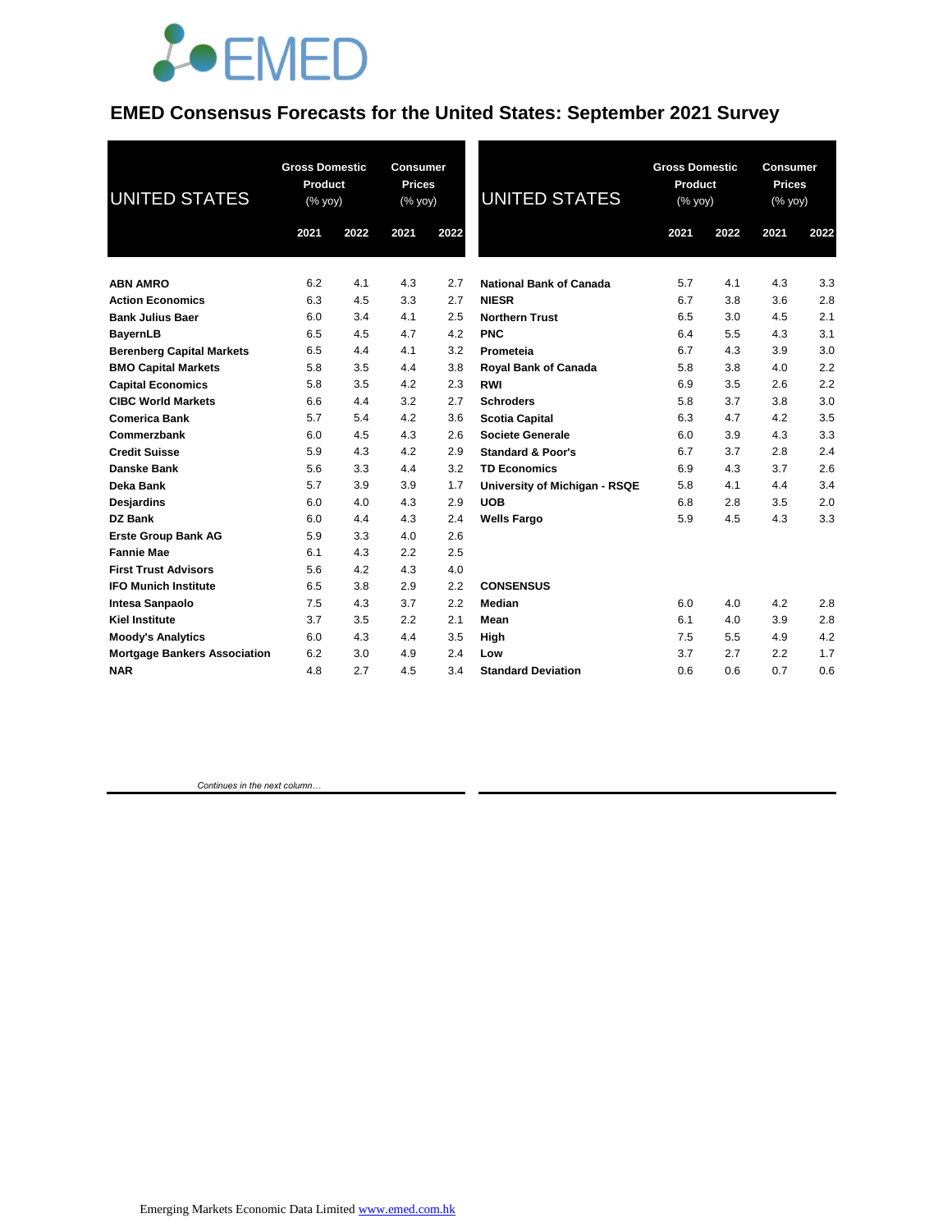# EMED Consensus Forecasts for the United States: September 2021 Survey

| UNITED STATES | Gross Domestic Product (% yoy) | | Consumer Prices (% yoy) | |
|---|---|---|---|---|
| | 2021 | 2022 | 2021 | 2022 |
| **ABN AMRO** | 6.2 | 4.1 | 4.3 | 2.7 |
| **Action Economics** | 6.3 | 4.5 | 3.3 | 2.7 |
| **Bank Julius Baer** | 6.0 | 3.4 | 4.1 | 2.5 |
| **BayernLB** | 6.5 | 4.5 | 4.7 | 4.2 |
| **Berenberg Capital Markets** | 6.5 | 4.4 | 4.1 | 3.2 |
| **BMO Capital Markets** | 5.8 | 3.5 | 4.4 | 3.8 |
| **Capital Economics** | 5.8 | 3.5 | 4.2 | 2.3 |
| **CIBC World Markets** | 6.6 | 4.4 | 3.2 | 2.7 |
| **Comerica Bank** | 5.7 | 5.4 | 4.2 | 3.6 |
| **Commerzbank** | 6.0 | 4.5 | 4.3 | 2.6 |
| **Credit Suisse** | 5.9 | 4.3 | 4.2 | 2.9 |
| **Danske Bank** | 5.6 | 3.3 | 4.4 | 3.2 |
| **Deka Bank** | 5.7 | 3.9 | 3.9 | 1.7 |
| **Desjardins** | 6.0 | 4.0 | 4.3 | 2.9 |
| **DZ Bank** | 6.0 | 4.4 | 4.3 | 2.4 |
| **Erste Group Bank AG** | 5.9 | 3.3 | 4.0 | 2.6 |
| **Fannie Mae** | 6.1 | 4.3 | 2.2 | 2.5 |
| **First Trust Advisors** | 5.6 | 4.2 | 4.3 | 4.0 |
| **IFO Munich Institute** | 6.5 | 3.8 | 2.9 | 2.2 |
| **Intesa Sanpaolo** | 7.5 | 4.3 | 3.7 | 2.2 |
| **Kiel Institute** | 3.7 | 3.5 | 2.2 | 2.1 |
| **Moody's Analytics** | 6.0 | 4.3 | 4.4 | 3.5 |
| **Mortgage Bankers Association** | 6.2 | 3.0 | 4.9 | 2.4 |
| **NAR** | 4.8 | 2.7 | 4.5 | 3.4 |
| **National Bank of Canada** | 5.7 | 4.1 | 4.3 | 3.3 |
| **NIESR** | 6.7 | 3.8 | 3.6 | 2.8 |
| **Northern Trust** | 6.5 | 3.0 | 4.5 | 2.1 |
| **PNC** | 6.4 | 5.5 | 4.3 | 3.1 |
| **Prometeia** | 6.7 | 4.3 | 3.9 | 3.0 |
| **Royal Bank of Canada** | 5.8 | 3.8 | 4.0 | 2.2 |
| **RWI** | 6.9 | 3.5 | 2.6 | 2.2 |
| **Schroders** | 5.8 | 3.7 | 3.8 | 3.0 |
| **Scotia Capital** | 6.3 | 4.7 | 4.2 | 3.5 |
| **Societe Generale** | 6.0 | 3.9 | 4.3 | 3.3 |
| **Standard & Poor's** | 6.7 | 3.7 | 2.8 | 2.4 |
| **TD Economics** | 6.9 | 4.3 | 3.7 | 2.6 |
| **University of Michigan - RSQE** | 5.8 | 4.1 | 4.4 | 3.4 |
| **UOB** | 6.8 | 2.8 | 3.5 | 2.0 |
| **Wells Fargo** | 5.9 | 4.5 | 4.3 | 3.3 |
| **CONSENSUS** | | | | |
| **Median** | 6.0 | 4.0 | 4.2 | 2.8 |
| **Mean** | 6.1 | 4.0 | 3.9 | 2.8 |
| **High** | 7.5 | 5.5 | 4.9 | 4.2 |
| **Low** | 3.7 | 2.7 | 2.2 | 1.7 |
| **Standard Deviation** | 0.6 | 0.6 | 0.7 | 0.6 |

*Continues in the next column…*

Emerging Markets Economic Data Limited www.emed.com.hk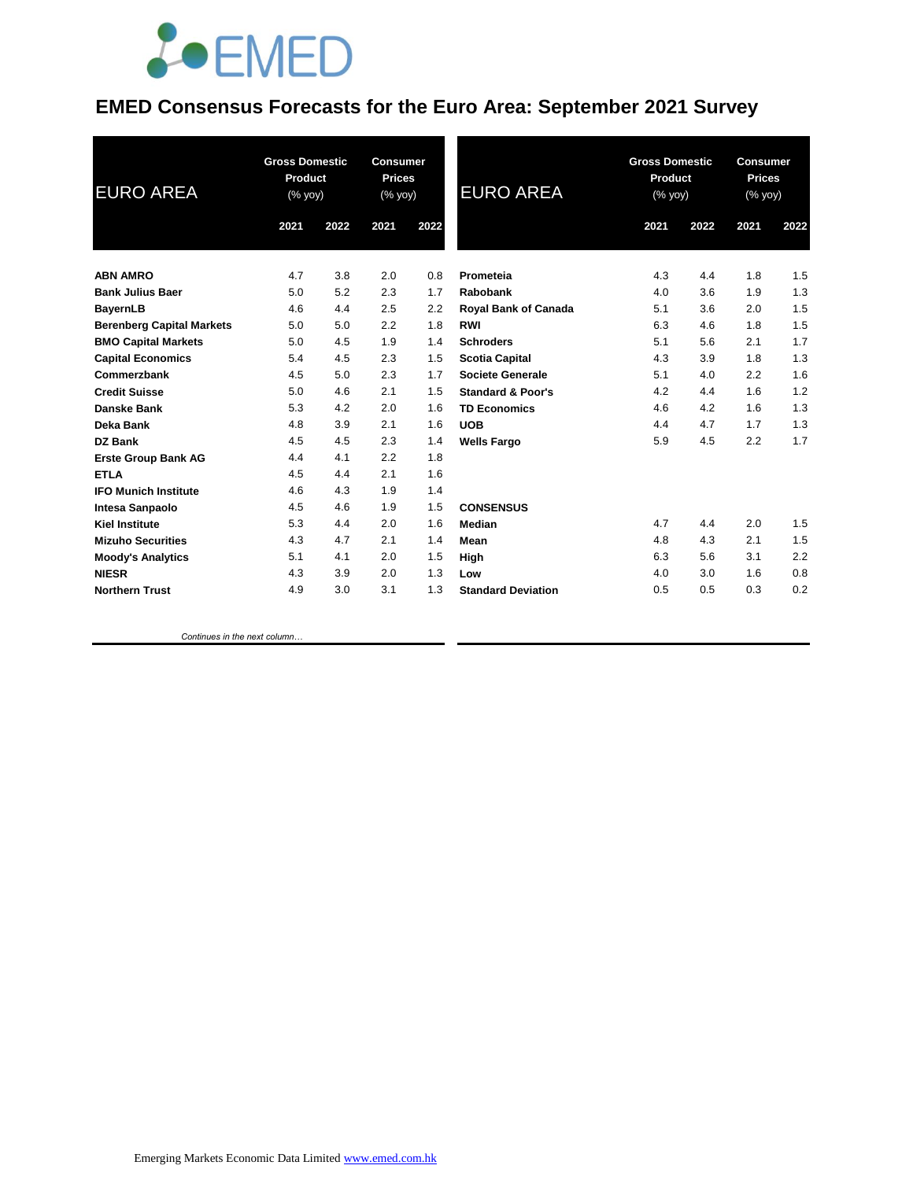# EMED Consensus Forecasts for the Euro Area: September 2021 Survey

| EURO AREA | Gross Domestic Product (% yoy) | | Consumer Prices (% yoy) | |
|---|---|---|---|---|
| | 2021 | 2022 | 2021 | 2022 |
| ABN AMRO | 4.7 | 3.8 | 2.0 | 0.8 |
| Bank Julius Baer | 5.0 | 5.2 | 2.3 | 1.7 |
| BayernLB | 4.6 | 4.4 | 2.5 | 2.2 |
| Berenberg Capital Markets | 5.0 | 5.0 | 2.2 | 1.8 |
| BMO Capital Markets | 5.0 | 4.5 | 1.9 | 1.4 |
| Capital Economics | 5.4 | 4.5 | 2.3 | 1.5 |
| Commerzbank | 4.5 | 5.0 | 2.3 | 1.7 |
| Credit Suisse | 5.0 | 4.6 | 2.1 | 1.5 |
| Danske Bank | 5.3 | 4.2 | 2.0 | 1.6 |
| Deka Bank | 4.8 | 3.9 | 2.1 | 1.6 |
| DZ Bank | 4.5 | 4.5 | 2.3 | 1.4 |
| Erste Group Bank AG | 4.4 | 4.1 | 2.2 | 1.8 |
| ETLA | 4.5 | 4.4 | 2.1 | 1.6 |
| IFO Munich Institute | 4.6 | 4.3 | 1.9 | 1.4 |
| Intesa Sanpaolo | 4.5 | 4.6 | 1.9 | 1.5 |
| Kiel Institute | 5.3 | 4.4 | 2.0 | 1.6 |
| Mizuho Securities | 4.3 | 4.7 | 2.1 | 1.4 |
| Moody's Analytics | 5.1 | 4.1 | 2.0 | 1.5 |
| NIESR | 4.3 | 3.9 | 2.0 | 1.3 |
| Northern Trust | 4.9 | 3.0 | 3.1 | 1.3 |
| Prometeia | 4.3 | 4.4 | 1.8 | 1.5 |
| Rabobank | 4.0 | 3.6 | 1.9 | 1.3 |
| Royal Bank of Canada | 5.1 | 3.6 | 2.0 | 1.5 |
| RWI | 6.3 | 4.6 | 1.8 | 1.5 |
| Schroders | 5.1 | 5.6 | 2.1 | 1.7 |
| Scotia Capital | 4.3 | 3.9 | 1.8 | 1.3 |
| Societe Generale | 5.1 | 4.0 | 2.2 | 1.6 |
| Standard & Poor's | 4.2 | 4.4 | 1.6 | 1.2 |
| TD Economics | 4.6 | 4.2 | 1.6 | 1.3 |
| UOB | 4.4 | 4.7 | 1.7 | 1.3 |
| Wells Fargo | 5.9 | 4.5 | 2.2 | 1.7 |
| **CONSENSUS** | | | | |
| Median | 4.7 | 4.4 | 2.0 | 1.5 |
| Mean | 4.8 | 4.3 | 2.1 | 1.5 |
| High | 6.3 | 5.6 | 3.1 | 2.2 |
| Low | 4.0 | 3.0 | 1.6 | 0.8 |
| Standard Deviation | 0.5 | 0.5 | 0.3 | 0.2 |

Emerging Markets Economic Data Limited www.emed.com.hk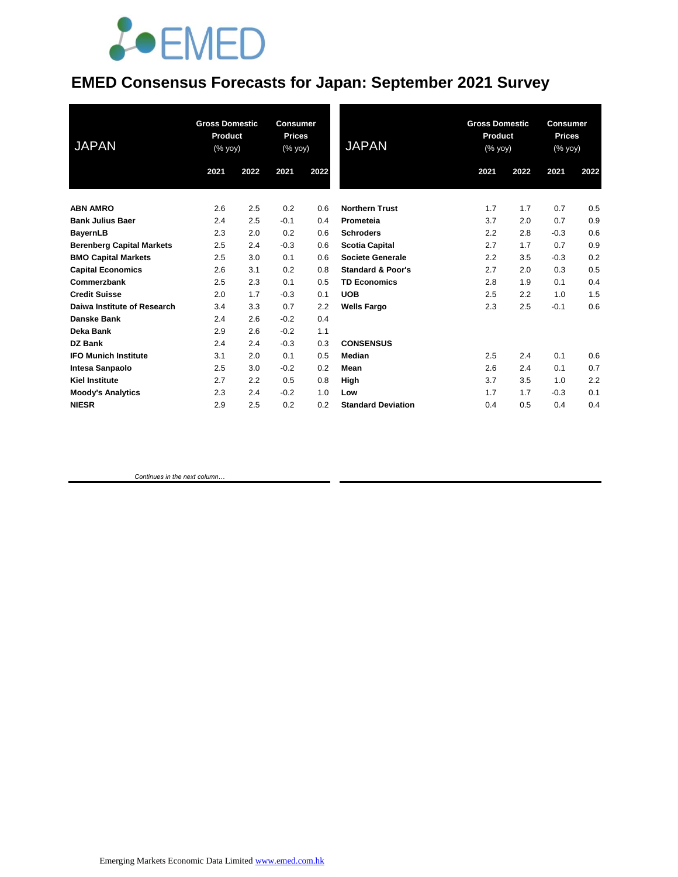# EMED Consensus Forecasts for Japan: September 2021 Survey

| JAPAN | Gross Domestic Product (% yoy) | | Consumer Prices (% yoy) | |
|---|---|---|---|---|
| | 2021 | 2022 | 2021 | 2022 |
| **ABN AMRO** | 2.6 | 2.5 | 0.2 | 0.6 |
| **Bank Julius Baer** | 2.4 | 2.5 | -0.1 | 0.4 |
| **BayernLB** | 2.3 | 2.0 | 0.2 | 0.6 |
| **Berenberg Capital Markets** | 2.5 | 2.4 | -0.3 | 0.6 |
| **BMO Capital Markets** | 2.5 | 3.0 | 0.1 | 0.6 |
| **Capital Economics** | 2.6 | 3.1 | 0.2 | 0.8 |
| **Commerzbank** | 2.5 | 2.3 | 0.1 | 0.5 |
| **Credit Suisse** | 2.0 | 1.7 | -0.3 | 0.1 |
| **Daiwa Institute of Research** | 3.4 | 3.3 | 0.7 | 2.2 |
| **Danske Bank** | 2.4 | 2.6 | -0.2 | 0.4 |
| **Deka Bank** | 2.9 | 2.6 | -0.2 | 1.1 |
| **DZ Bank** | 2.4 | 2.4 | -0.3 | 0.3 |
| **IFO Munich Institute** | 3.1 | 2.0 | 0.1 | 0.5 |
| **Intesa Sanpaolo** | 2.5 | 3.0 | -0.2 | 0.2 |
| **Kiel Institute** | 2.7 | 2.2 | 0.5 | 0.8 |
| **Moody's Analytics** | 2.3 | 2.4 | -0.2 | 1.0 |
| **NIESR** | 2.9 | 2.5 | 0.2 | 0.2 |

*Continues in the next column…*

| JAPAN | Gross Domestic Product (% yoy) | | Consumer Prices (% yoy) | |
|---|---|---|---|---|
| | 2021 | 2022 | 2021 | 2022 |
| **Northern Trust** | 1.7 | 1.7 | 0.7 | 0.5 |
| **Prometeia** | 3.7 | 2.0 | 0.7 | 0.9 |
| **Schroders** | 2.2 | 2.8 | -0.3 | 0.6 |
| **Scotia Capital** | 2.7 | 1.7 | 0.7 | 0.9 |
| **Societe Generale** | 2.2 | 3.5 | -0.3 | 0.2 |
| **Standard & Poor's** | 2.7 | 2.0 | 0.3 | 0.5 |
| **TD Economics** | 2.8 | 1.9 | 0.1 | 0.4 |
| **UOB** | 2.5 | 2.2 | 1.0 | 1.5 |
| **Wells Fargo** | 2.3 | 2.5 | -0.1 | 0.6 |
| | | | | |
| **CONSENSUS** | | | | |
| **Median** | 2.5 | 2.4 | 0.1 | 0.6 |
| **Mean** | 2.6 | 2.4 | 0.1 | 0.7 |
| **High** | 3.7 | 3.5 | 1.0 | 2.2 |
| **Low** | 1.7 | 1.7 | -0.3 | 0.1 |
| **Standard Deviation** | 0.4 | 0.5 | 0.4 | 0.4 |

Emerging Markets Economic Data Limited www.emed.com.hk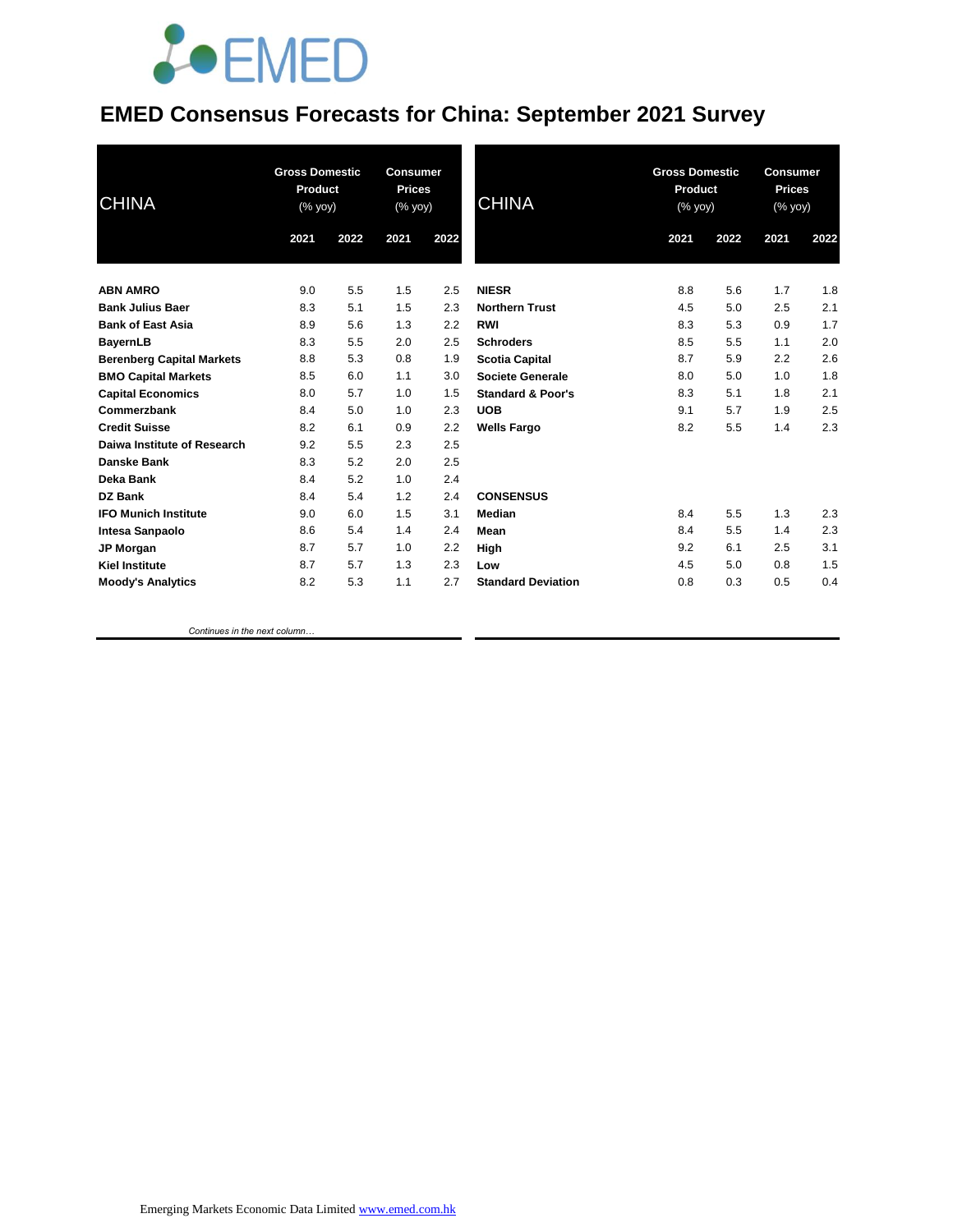# EMED Consensus Forecasts for China: September 2021 Survey

| CHINA | Gross Domestic Product (% yoy) | | Consumer Prices (% yoy) | |
|---|---|---|---|---|
| | 2021 | 2022 | 2021 | 2022 |
| **ABN AMRO** | 9.0 | 5.5 | 1.5 | 2.5 |
| **Bank Julius Baer** | 8.3 | 5.1 | 1.5 | 2.3 |
| **Bank of East Asia** | 8.9 | 5.6 | 1.3 | 2.2 |
| **BayernLB** | 8.3 | 5.5 | 2.0 | 2.5 |
| **Berenberg Capital Markets** | 8.8 | 5.3 | 0.8 | 1.9 |
| **BMO Capital Markets** | 8.5 | 6.0 | 1.1 | 3.0 |
| **Capital Economics** | 8.0 | 5.7 | 1.0 | 1.5 |
| **Commerzbank** | 8.4 | 5.0 | 1.0 | 2.3 |
| **Credit Suisse** | 8.2 | 6.1 | 0.9 | 2.2 |
| **Daiwa Institute of Research** | 9.2 | 5.5 | 2.3 | 2.5 |
| **Danske Bank** | 8.3 | 5.2 | 2.0 | 2.5 |
| **Deka Bank** | 8.4 | 5.2 | 1.0 | 2.4 |
| **DZ Bank** | 8.4 | 5.4 | 1.2 | 2.4 |
| **IFO Munich Institute** | 9.0 | 6.0 | 1.5 | 3.1 |
| **Intesa Sanpaolo** | 8.6 | 5.4 | 1.4 | 2.4 |
| **JP Morgan** | 8.7 | 5.7 | 1.0 | 2.2 |
| **Kiel Institute** | 8.7 | 5.7 | 1.3 | 2.3 |
| **Moody's Analytics** | 8.2 | 5.3 | 1.1 | 2.7 |
| **NIESR** | 8.8 | 5.6 | 1.7 | 1.8 |
| **Northern Trust** | 4.5 | 5.0 | 2.5 | 2.1 |
| **RWI** | 8.3 | 5.3 | 0.9 | 1.7 |
| **Schroders** | 8.5 | 5.5 | 1.1 | 2.0 |
| **Scotia Capital** | 8.7 | 5.9 | 2.2 | 2.6 |
| **Societe Generale** | 8.0 | 5.0 | 1.0 | 1.8 |
| **Standard & Poor's** | 8.3 | 5.1 | 1.8 | 2.1 |
| **UOB** | 9.1 | 5.7 | 1.9 | 2.5 |
| **Wells Fargo** | 8.2 | 5.5 | 1.4 | 2.3 |
| **CONSENSUS** | | | | |
| **Median** | 8.4 | 5.5 | 1.3 | 2.3 |
| **Mean** | 8.4 | 5.5 | 1.4 | 2.3 |
| **High** | 9.2 | 6.1 | 2.5 | 3.1 |
| **Low** | 4.5 | 5.0 | 0.8 | 1.5 |
| **Standard Deviation** | 0.8 | 0.3 | 0.5 | 0.4 |

*Continues in the next column…*

Emerging Markets Economic Data Limited www.emed.com.hk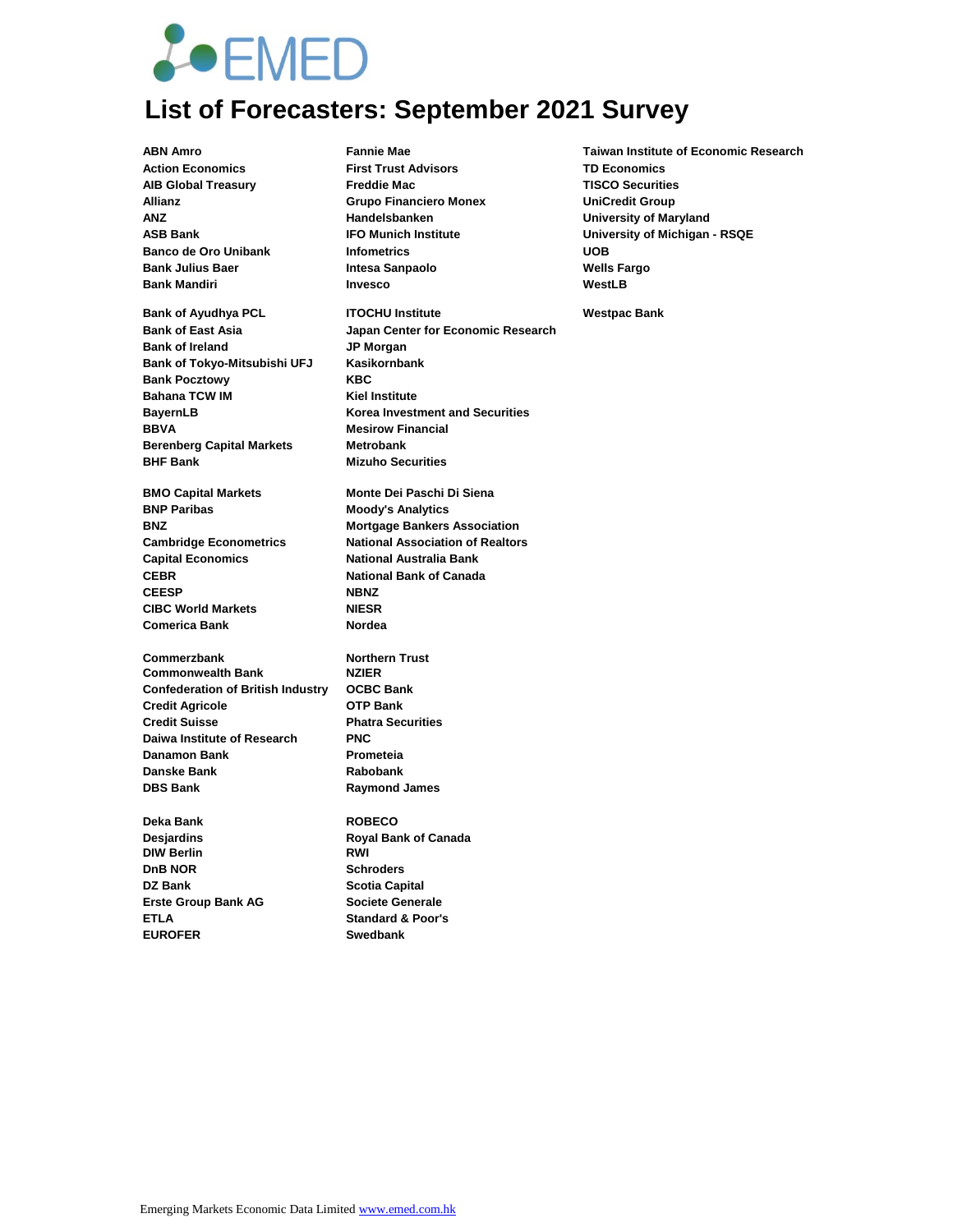EMED

# List of Forecasters: September 2021 Survey

ABN Amro
Action Economics
AIB Global Treasury
Allianz
ANZ
ASB Bank
Banco de Oro Unibank
Bank Julius Baer
Bank Mandiri

Bank of Ayudhya PCL
Bank of East Asia
Bank of Ireland
Bank of Tokyo-Mitsubishi UFJ
Bank Pocztowy
Bahana TCW IM
BayernLB
BBVA
Berenberg Capital Markets
BHF Bank

BMO Capital Markets
BNP Paribas
BNZ
Cambridge Econometrics
Capital Economics
CEBR
CEESP
CIBC World Markets
Comerica Bank

Commerzbank
Commonwealth Bank
Confederation of British Industry
Credit Agricole
Credit Suisse
Daiwa Institute of Research
Danamon Bank
Danske Bank
DBS Bank

Deka Bank
Desjardins
DIW Berlin
DnB NOR
DZ Bank
Erste Group Bank AG
ETLA
EUROFER

Fannie Mae
First Trust Advisors
Freddie Mac
Grupo Financiero Monex
Handelsbanken
IFO Munich Institute
Infometrics
Intesa Sanpaolo
Invesco

ITOCHU Institute
Japan Center for Economic Research
JP Morgan
Kasikornbank
KBC
Kiel Institute
Korea Investment and Securities
Mesirow Financial
Metrobank
Mizuho Securities

Monte Dei Paschi Di Siena
Moody's Analytics
Mortgage Bankers Association
National Association of Realtors
National Australia Bank
National Bank of Canada
NBNZ
NIESR
Nordea

Northern Trust
NZIER
OCBC Bank
OTP Bank
Phatra Securities
PNC
Prometeia
Rabobank
Raymond James

ROBECO
Royal Bank of Canada
RWI
Schroders
Scotia Capital
Societe Generale
Standard & Poor's
Swedbank

Taiwan Institute of Economic Research
TD Economics
TISCO Securities
UniCredit Group
University of Maryland
University of Michigan - RSQE
UOB
Wells Fargo
WestLB

Westpac Bank

Emerging Markets Economic Data Limited www.emed.com.hk